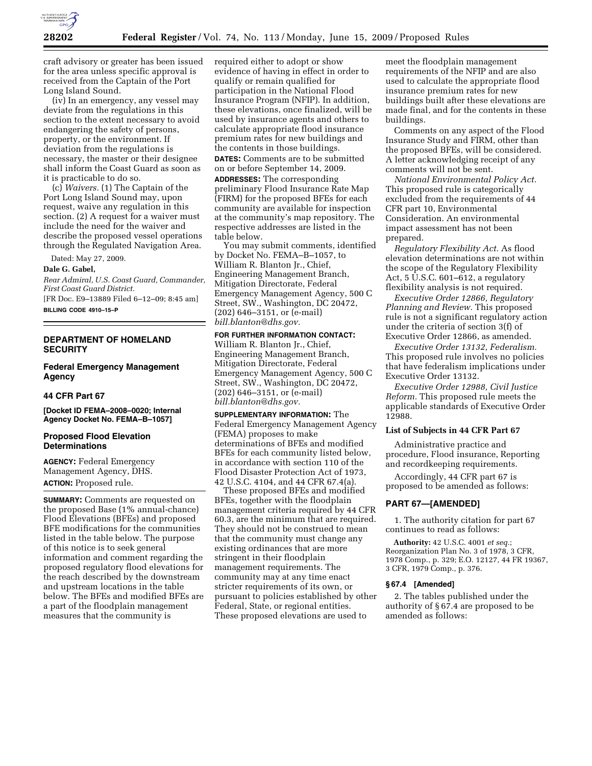craft advisory or greater has been issued for the area unless specific approval is received from the Captain of the Port Long Island Sound.

(iv) In an emergency, any vessel may deviate from the regulations in this section to the extent necessary to avoid endangering the safety of persons, property, or the environment. If deviation from the regulations is necessary, the master or their designee shall inform the Coast Guard as soon as it is practicable to do so.

(c) *Waivers.* (1) The Captain of the Port Long Island Sound may, upon request, waive any regulation in this section. (2) A request for a waiver must include the need for the waiver and describe the proposed vessel operations through the Regulated Navigation Area.

Dated: May 27, 2009.

**Dale G. Gabel,**

*Rear Admiral, U.S. Coast Guard, Commander, First Coast Guard District.*

[FR Doc. E9–13889 Filed 6–12–09; 8:45 am]

**BILLING CODE 4910–15–P**

## DEPARTMENT OF HOMELAND SECURITY

### Federal Emergency Management Agency

### 44 CFR Part 67

**[Docket ID FEMA–2008–0020; Internal Agency Docket No. FEMA–B–1057]**

### Proposed Flood Elevation Determinations

**AGENCY:** Federal Emergency Management Agency, DHS.

**ACTION:** Proposed rule.

**SUMMARY:** Comments are requested on the proposed Base (1% annual-chance) Flood Elevations (BFEs) and proposed BFE modifications for the communities listed in the table below. The purpose of this notice is to seek general information and comment regarding the proposed regulatory flood elevations for the reach described by the downstream and upstream locations in the table below. The BFEs and modified BFEs are a part of the floodplain management measures that the community is required either to adopt or show evidence of having in effect in order to qualify or remain qualified for participation in the National Flood Insurance Program (NFIP). In addition, these elevations, once finalized, will be used by insurance agents and others to calculate appropriate flood insurance premium rates for new buildings and the contents in those buildings.

**DATES:** Comments are to be submitted on or before September 14, 2009.

**ADDRESSES:** The corresponding preliminary Flood Insurance Rate Map (FIRM) for the proposed BFEs for each community are available for inspection at the community's map repository. The respective addresses are listed in the table below.

You may submit comments, identified by Docket No. FEMA–B–1057, to William R. Blanton Jr., Chief, Engineering Management Branch, Mitigation Directorate, Federal Emergency Management Agency, 500 C Street, SW., Washington, DC 20472, (202) 646–3151, or (e-mail) *bill.blanton@dhs.gov.*

**FOR FURTHER INFORMATION CONTACT:** William R. Blanton Jr., Chief, Engineering Management Branch, Mitigation Directorate, Federal Emergency Management Agency, 500 C Street, SW., Washington, DC 20472, (202) 646–3151, or (e-mail) *bill.blanton@dhs.gov.*

**SUPPLEMENTARY INFORMATION:** The Federal Emergency Management Agency (FEMA) proposes to make determinations of BFEs and modified BFEs for each community listed below, in accordance with section 110 of the Flood Disaster Protection Act of 1973, 42 U.S.C. 4104, and 44 CFR 67.4(a).

These proposed BFEs and modified BFEs, together with the floodplain management criteria required by 44 CFR 60.3, are the minimum that are required. They should not be construed to mean that the community must change any existing ordinances that are more stringent in their floodplain management requirements. The community may at any time enact stricter requirements of its own, or pursuant to policies established by other Federal, State, or regional entities. These proposed elevations are used to meet the floodplain management requirements of the NFIP and are also used to calculate the appropriate flood insurance premium rates for new buildings built after these elevations are made final, and for the contents in these buildings.

Comments on any aspect of the Flood Insurance Study and FIRM, other than the proposed BFEs, will be considered. A letter acknowledging receipt of any comments will not be sent.

*National Environmental Policy Act.* This proposed rule is categorically excluded from the requirements of 44 CFR part 10, Environmental Consideration. An environmental impact assessment has not been prepared.

*Regulatory Flexibility Act.* As flood elevation determinations are not within the scope of the Regulatory Flexibility Act, 5 U.S.C. 601–612, a regulatory flexibility analysis is not required.

*Executive Order 12866, Regulatory Planning and Review.* This proposed rule is not a significant regulatory action under the criteria of section 3(f) of Executive Order 12866, as amended.

*Executive Order 13132, Federalism.* This proposed rule involves no policies that have federalism implications under Executive Order 13132.

*Executive Order 12988, Civil Justice Reform.* This proposed rule meets the applicable standards of Executive Order 12988.

#### List of Subjects in 44 CFR Part 67

Administrative practice and procedure, Flood insurance, Reporting and recordkeeping requirements.

Accordingly, 44 CFR part 67 is proposed to be amended as follows:

### PART 67—[AMENDED]

1. The authority citation for part 67 continues to read as follows:

**Authority:** 42 U.S.C. 4001 *et seq.*; Reorganization Plan No. 3 of 1978, 3 CFR, 1978 Comp., p. 329; E.O. 12127, 44 FR 19367, 3 CFR, 1979 Comp., p. 376.

#### § 67.4 [Amended]

2. The tables published under the authority of § 67.4 are proposed to be amended as follows: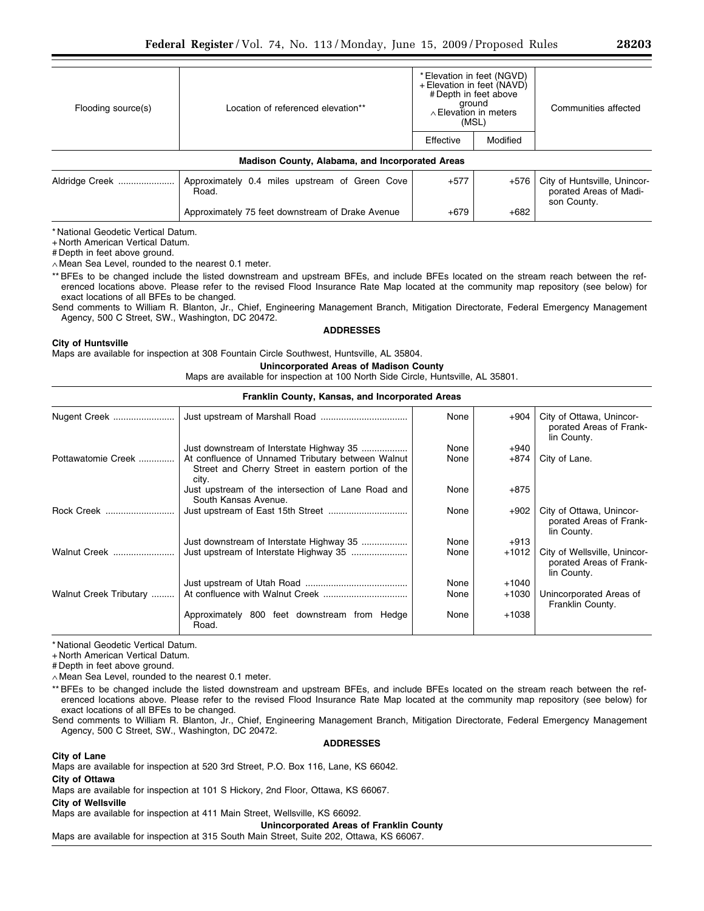| Flooding source(s) | Location of referenced elevation** | * Elevation in feet (NGVD) + Elevation in feet (NAVD) # Depth in feet above ground ∧ Elevation in meters (MSL) | | Communities affected |
|---|---|---|---|---|
| | | Effective | Modified | |
| **Madison County, Alabama, and Incorporated Areas** | | | | |
| Aldridge Creek | Approximately 0.4 miles upstream of Green Cove Road. | +577 | +576 | City of Huntsville, Unincorporated Areas of Madison County. |
| | Approximately 75 feet downstream of Drake Avenue | +679 | +682 | |

* National Geodetic Vertical Datum.
+ North American Vertical Datum.
# Depth in feet above ground.
∧ Mean Sea Level, rounded to the nearest 0.1 meter.
** BFEs to be changed include the listed downstream and upstream BFEs, and include BFEs located on the stream reach between the referenced locations above. Please refer to the revised Flood Insurance Rate Map located at the community map repository (see below) for exact locations of all BFEs to be changed.
Send comments to William R. Blanton, Jr., Chief, Engineering Management Branch, Mitigation Directorate, Federal Emergency Management Agency, 500 C Street, SW., Washington, DC 20472.

**ADDRESSES**

**City of Huntsville**
Maps are available for inspection at 308 Fountain Circle Southwest, Huntsville, AL 35804.

**Unincorporated Areas of Madison County**
Maps are available for inspection at 100 North Side Circle, Huntsville, AL 35801.

| Flooding source(s) | Location of referenced elevation** | Effective | Modified | Communities affected |
|---|---|---|---|---|
| **Franklin County, Kansas, and Incorporated Areas** | | | | |
| Nugent Creek | Just upstream of Marshall Road | None | +904 | City of Ottawa, Unincorporated Areas of Franklin County. |
| | Just downstream of Interstate Highway 35 | None | +940 | |
| Pottawatomie Creek | At confluence of Unnamed Tributary between Walnut Street and Cherry Street in eastern portion of the city. | None | +874 | City of Lane. |
| | Just upstream of the intersection of Lane Road and South Kansas Avenue. | None | +875 | |
| Rock Creek | Just upstream of East 15th Street | None | +902 | City of Ottawa, Unincorporated Areas of Franklin County. |
| | Just downstream of Interstate Highway 35 | None | +913 | |
| Walnut Creek | Just upstream of Interstate Highway 35 | None | +1012 | City of Wellsville, Unincorporated Areas of Franklin County. |
| | Just upstream of Utah Road | None | +1040 | |
| Walnut Creek Tributary | At confluence with Walnut Creek | None | +1030 | Unincorporated Areas of Franklin County. |
| | Approximately 800 feet downstream from Hedge Road. | None | +1038 | |

* National Geodetic Vertical Datum.
+ North American Vertical Datum.
# Depth in feet above ground.
∧ Mean Sea Level, rounded to the nearest 0.1 meter.
** BFEs to be changed include the listed downstream and upstream BFEs, and include BFEs located on the stream reach between the referenced locations above. Please refer to the revised Flood Insurance Rate Map located at the community map repository (see below) for exact locations of all BFEs to be changed.
Send comments to William R. Blanton, Jr., Chief, Engineering Management Branch, Mitigation Directorate, Federal Emergency Management Agency, 500 C Street, SW., Washington, DC 20472.

**ADDRESSES**

**City of Lane**
Maps are available for inspection at 520 3rd Street, P.O. Box 116, Lane, KS 66042.

**City of Ottawa**
Maps are available for inspection at 101 S Hickory, 2nd Floor, Ottawa, KS 66067.

**City of Wellsville**
Maps are available for inspection at 411 Main Street, Wellsville, KS 66092.

**Unincorporated Areas of Franklin County**
Maps are available for inspection at 315 South Main Street, Suite 202, Ottawa, KS 66067.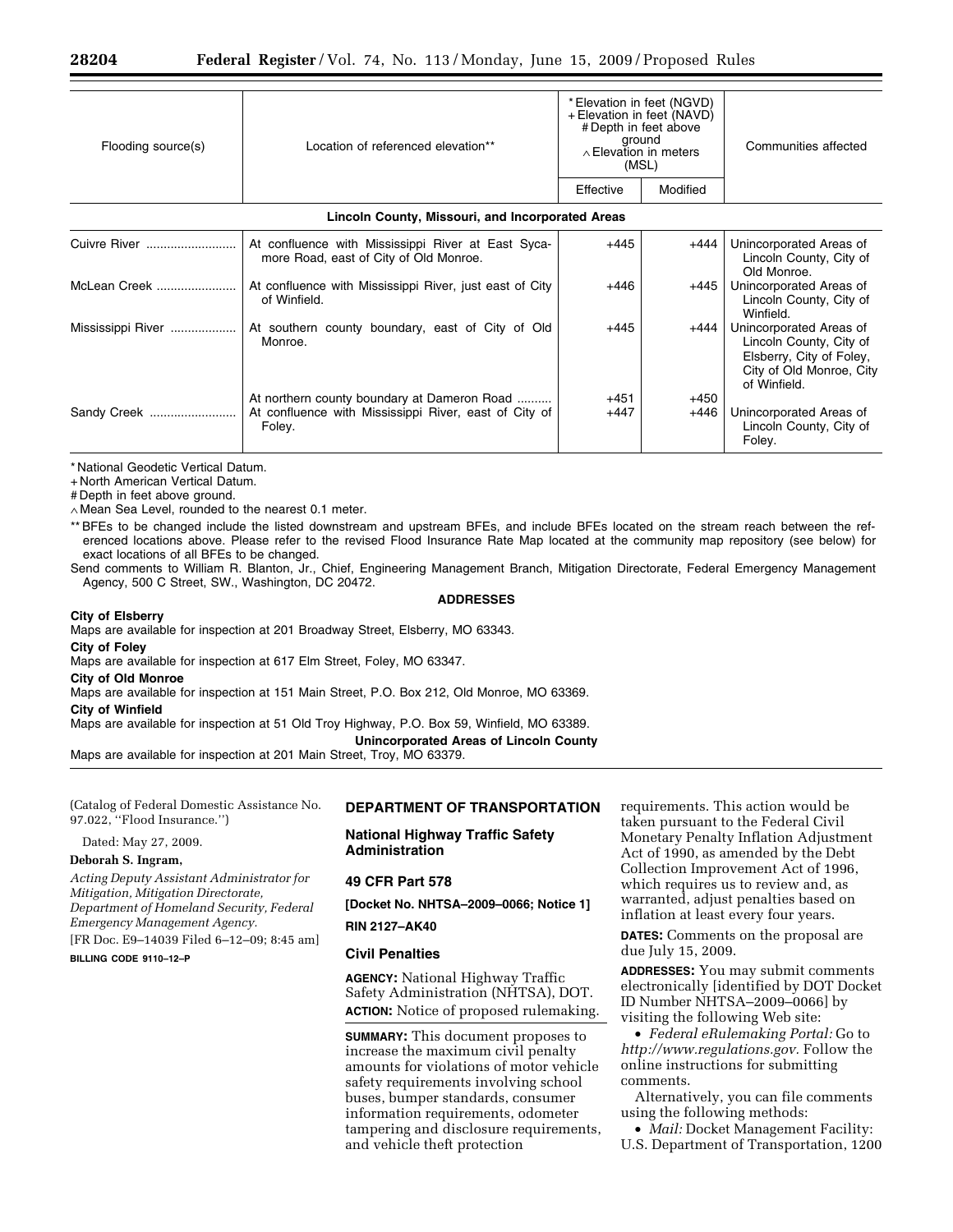| Flooding source(s) | Location of referenced elevation** | *Elevation in feet (NGVD) +Elevation in feet (NAVD) #Depth in feet above ground ∧Elevation in meters (MSL) | | Communities affected |
|---|---|---|---|---|
| | | Effective | Modified | |
| **Lincoln County, Missouri, and Incorporated Areas** | | | | |
| Cuivre River | At confluence with Mississippi River at East Sycamore Road, east of City of Old Monroe. | +445 | +444 | Unincorporated Areas of Lincoln County, City of Old Monroe. |
| McLean Creek | At confluence with Mississippi River, just east of City of Winfield. | +446 | +445 | Unincorporated Areas of Lincoln County, City of Winfield. |
| Mississippi River | At southern county boundary, east of City of Old Monroe. | +445 | +444 | Unincorporated Areas of Lincoln County, City of Elsberry, City of Foley, City of Old Monroe, City of Winfield. |
| | At northern county boundary at Dameron Road | +451 | +450 | |
| Sandy Creek | At confluence with Mississippi River, east of City of Foley. | +447 | +446 | Unincorporated Areas of Lincoln County, City of Foley. |

* National Geodetic Vertical Datum.

+ North American Vertical Datum.

# Depth in feet above ground.

∧ Mean Sea Level, rounded to the nearest 0.1 meter.

** BFEs to be changed include the listed downstream and upstream BFEs, and include BFEs located on the stream reach between the referenced locations above. Please refer to the revised Flood Insurance Rate Map located at the community map repository (see below) for exact locations of all BFEs to be changed.

Send comments to William R. Blanton, Jr., Chief, Engineering Management Branch, Mitigation Directorate, Federal Emergency Management Agency, 500 C Street, SW., Washington, DC 20472.

**ADDRESSES**

**City of Elsberry**

Maps are available for inspection at 201 Broadway Street, Elsberry, MO 63343.

**City of Foley**

Maps are available for inspection at 617 Elm Street, Foley, MO 63347.

**City of Old Monroe**

Maps are available for inspection at 151 Main Street, P.O. Box 212, Old Monroe, MO 63369.

**City of Winfield**

Maps are available for inspection at 51 Old Troy Highway, P.O. Box 59, Winfield, MO 63389.

**Unincorporated Areas of Lincoln County**

Maps are available for inspection at 201 Main Street, Troy, MO 63379.

(Catalog of Federal Domestic Assistance No. 97.022, ''Flood Insurance.'')

Dated: May 27, 2009.

**Deborah S. Ingram,**

*Acting Deputy Assistant Administrator for Mitigation, Mitigation Directorate, Department of Homeland Security, Federal Emergency Management Agency.*

[FR Doc. E9–14039 Filed 6–12–09; 8:45 am]

**BILLING CODE 9110–12–P**

## DEPARTMENT OF TRANSPORTATION

### National Highway Traffic Safety Administration

### 49 CFR Part 578

**[Docket No. NHTSA–2009–0066; Notice 1]**

**RIN 2127–AK40**

### Civil Penalties

**AGENCY:** National Highway Traffic Safety Administration (NHTSA), DOT.

**ACTION:** Notice of proposed rulemaking.

**SUMMARY:** This document proposes to increase the maximum civil penalty amounts for violations of motor vehicle safety requirements involving school buses, bumper standards, consumer information requirements, odometer tampering and disclosure requirements, and vehicle theft protection requirements. This action would be taken pursuant to the Federal Civil Monetary Penalty Inflation Adjustment Act of 1990, as amended by the Debt Collection Improvement Act of 1996, which requires us to review and, as warranted, adjust penalties based on inflation at least every four years.

**DATES:** Comments on the proposal are due July 15, 2009.

**ADDRESSES:** You may submit comments electronically [identified by DOT Docket ID Number NHTSA–2009–0066] by visiting the following Web site:

- *Federal eRulemaking Portal:* Go to *http://www.regulations.gov.* Follow the online instructions for submitting comments.

Alternatively, you can file comments using the following methods:

- *Mail:* Docket Management Facility: U.S. Department of Transportation, 1200